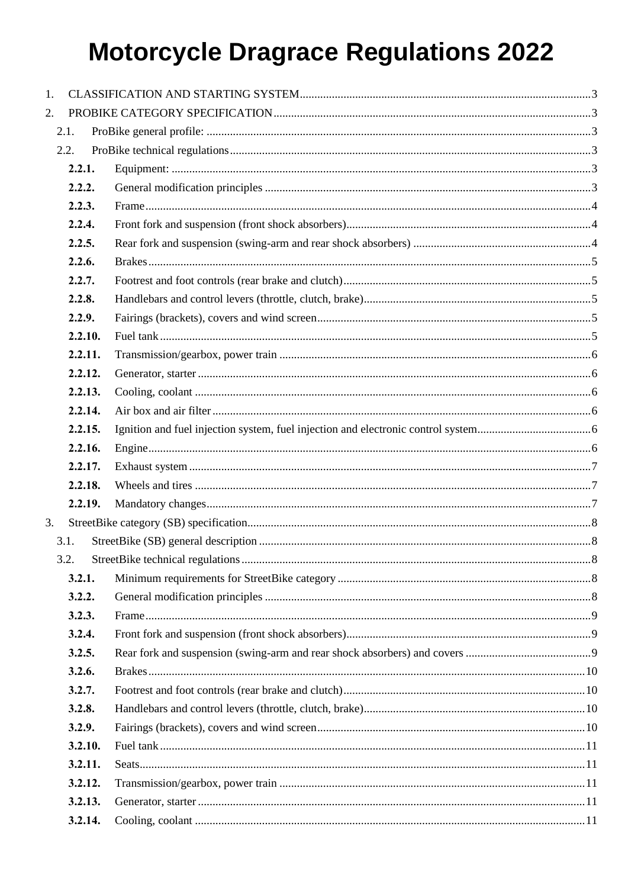# Motorcycle Dragrace Regulations 2022

1. CLASSIFICATION AND STARTING SYSTEM ...... 3
2. PROBIKE CATEGORY SPECIFICATION ...... 3
   - 2.1. ProBike general profile: ...... 3
   - 2.2. ProBike technical regulations ...... 3
     - **2.2.1.** Equipment: ...... 3
     - **2.2.2.** General modification principles ...... 3
     - **2.2.3.** Frame ...... 4
     - **2.2.4.** Front fork and suspension (front shock absorbers) ...... 4
     - **2.2.5.** Rear fork and suspension (swing-arm and rear shock absorbers) ...... 4
     - **2.2.6.** Brakes ...... 5
     - **2.2.7.** Footrest and foot controls (rear brake and clutch) ...... 5
     - **2.2.8.** Handlebars and control levers (throttle, clutch, brake) ...... 5
     - **2.2.9.** Fairings (brackets), covers and wind screen ...... 5
     - **2.2.10.** Fuel tank ...... 5
     - **2.2.11.** Transmission/gearbox, power train ...... 6
     - **2.2.12.** Generator, starter ...... 6
     - **2.2.13.** Cooling, coolant ...... 6
     - **2.2.14.** Air box and air filter ...... 6
     - **2.2.15.** Ignition and fuel injection system, fuel injection and electronic control system ...... 6
     - **2.2.16.** Engine ...... 6
     - **2.2.17.** Exhaust system ...... 7
     - **2.2.18.** Wheels and tires ...... 7
     - **2.2.19.** Mandatory changes ...... 7
3. StreetBike category (SB) specification ...... 8
   - 3.1. StreetBike (SB) general description ...... 8
   - 3.2. StreetBike technical regulations ...... 8
     - **3.2.1.** Minimum requirements for StreetBike category ...... 8
     - **3.2.2.** General modification principles ...... 8
     - **3.2.3.** Frame ...... 9
     - **3.2.4.** Front fork and suspension (front shock absorbers) ...... 9
     - **3.2.5.** Rear fork and suspension (swing-arm and rear shock absorbers) and covers ...... 9
     - **3.2.6.** Brakes ...... 10
     - **3.2.7.** Footrest and foot controls (rear brake and clutch) ...... 10
     - **3.2.8.** Handlebars and control levers (throttle, clutch, brake) ...... 10
     - **3.2.9.** Fairings (brackets), covers and wind screen ...... 10
     - **3.2.10.** Fuel tank ...... 11
     - **3.2.11.** Seats ...... 11
     - **3.2.12.** Transmission/gearbox, power train ...... 11
     - **3.2.13.** Generator, starter ...... 11
     - **3.2.14.** Cooling, coolant ...... 11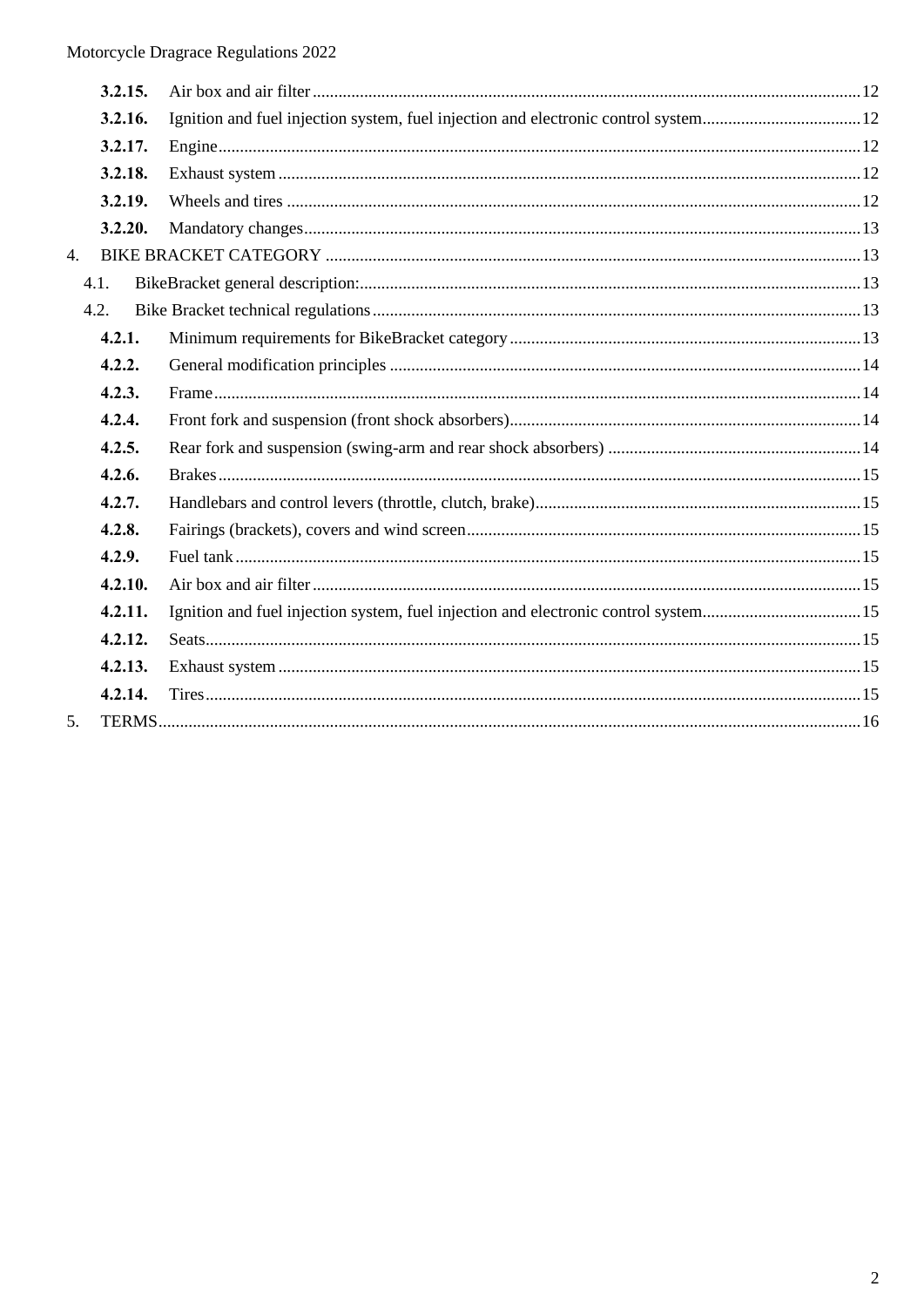- **3.2.15.** Air box and air filter ........ 12
- **3.2.16.** Ignition and fuel injection system, fuel injection and electronic control system ........ 12
- **3.2.17.** Engine ........ 12
- **3.2.18.** Exhaust system ........ 12
- **3.2.19.** Wheels and tires ........ 12
- **3.2.20.** Mandatory changes ........ 13

4. BIKE BRACKET CATEGORY ........ 13
   - 4.1. BikeBracket general description: ........ 13
   - 4.2. Bike Bracket technical regulations ........ 13
     - **4.2.1.** Minimum requirements for BikeBracket category ........ 13
     - **4.2.2.** General modification principles ........ 14
     - **4.2.3.** Frame ........ 14
     - **4.2.4.** Front fork and suspension (front shock absorbers) ........ 14
     - **4.2.5.** Rear fork and suspension (swing-arm and rear shock absorbers) ........ 14
     - **4.2.6.** Brakes ........ 15
     - **4.2.7.** Handlebars and control levers (throttle, clutch, brake) ........ 15
     - **4.2.8.** Fairings (brackets), covers and wind screen ........ 15
     - **4.2.9.** Fuel tank ........ 15
     - **4.2.10.** Air box and air filter ........ 15
     - **4.2.11.** Ignition and fuel injection system, fuel injection and electronic control system ........ 15
     - **4.2.12.** Seats ........ 15
     - **4.2.13.** Exhaust system ........ 15
     - **4.2.14.** Tires ........ 15

5. TERMS ........ 16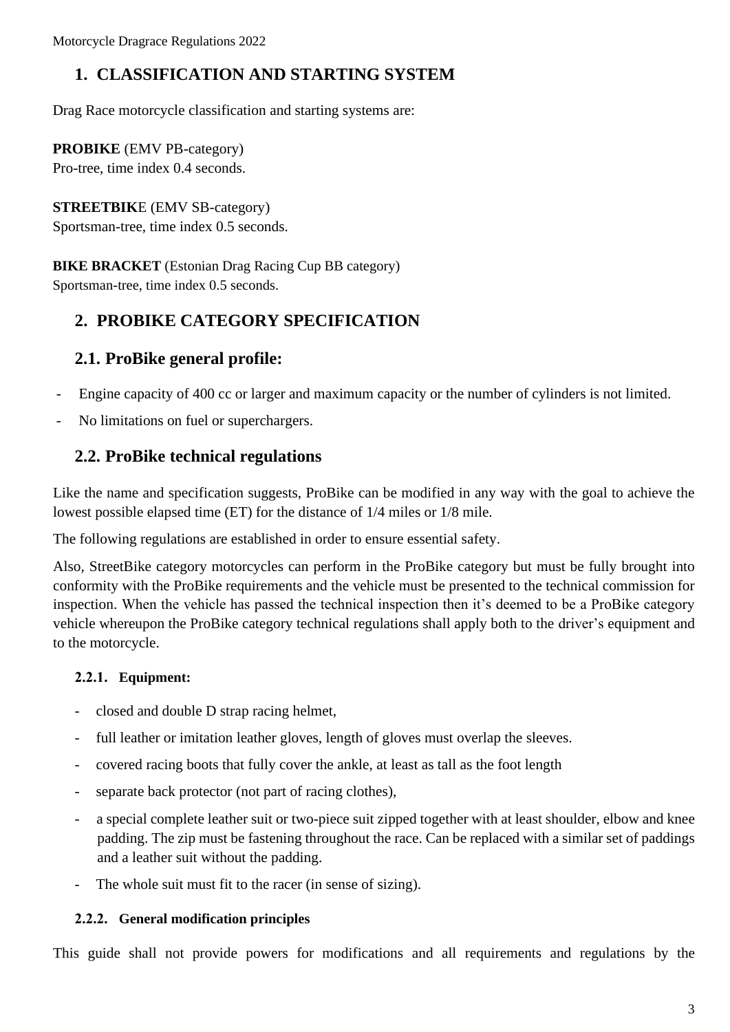# 1. CLASSIFICATION AND STARTING SYSTEM

Drag Race motorcycle classification and starting systems are:

**PROBIKE** (EMV PB-category)
Pro-tree, time index 0.4 seconds.

**STREETBIK**E (EMV SB-category)
Sportsman-tree, time index 0.5 seconds.

**BIKE BRACKET** (Estonian Drag Racing Cup BB category)
Sportsman-tree, time index 0.5 seconds.

# 2. PROBIKE CATEGORY SPECIFICATION

## 2.1. ProBike general profile:

- Engine capacity of 400 cc or larger and maximum capacity or the number of cylinders is not limited.
- No limitations on fuel or superchargers.

## 2.2. ProBike technical regulations

Like the name and specification suggests, ProBike can be modified in any way with the goal to achieve the lowest possible elapsed time (ET) for the distance of 1/4 miles or 1/8 mile.

The following regulations are established in order to ensure essential safety.

Also, StreetBike category motorcycles can perform in the ProBike category but must be fully brought into conformity with the ProBike requirements and the vehicle must be presented to the technical commission for inspection. When the vehicle has passed the technical inspection then it's deemed to be a ProBike category vehicle whereupon the ProBike category technical regulations shall apply both to the driver's equipment and to the motorcycle.

### 2.2.1. Equipment:

- closed and double D strap racing helmet,
- full leather or imitation leather gloves, length of gloves must overlap the sleeves.
- covered racing boots that fully cover the ankle, at least as tall as the foot length
- separate back protector (not part of racing clothes),
- a special complete leather suit or two-piece suit zipped together with at least shoulder, elbow and knee padding. The zip must be fastening throughout the race. Can be replaced with a similar set of paddings and a leather suit without the padding.
- The whole suit must fit to the racer (in sense of sizing).

### 2.2.2. General modification principles

This guide shall not provide powers for modifications and all requirements and regulations by the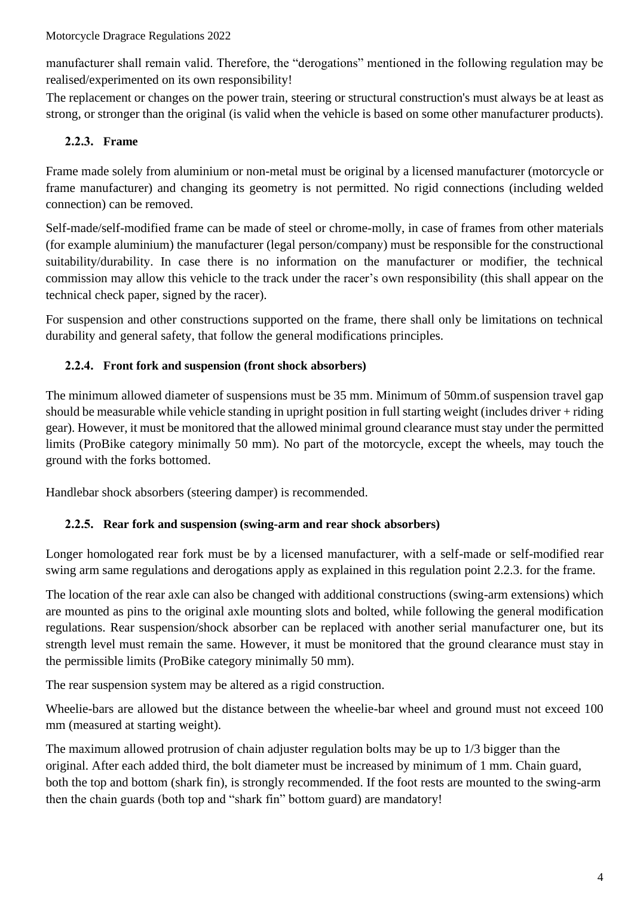manufacturer shall remain valid. Therefore, the "derogations" mentioned in the following regulation may be realised/experimented on its own responsibility!

The replacement or changes on the power train, steering or structural construction's must always be at least as strong, or stronger than the original (is valid when the vehicle is based on some other manufacturer products).

### 2.2.3. Frame

Frame made solely from aluminium or non-metal must be original by a licensed manufacturer (motorcycle or frame manufacturer) and changing its geometry is not permitted. No rigid connections (including welded connection) can be removed.

Self-made/self-modified frame can be made of steel or chrome-molly, in case of frames from other materials (for example aluminium) the manufacturer (legal person/company) must be responsible for the constructional suitability/durability. In case there is no information on the manufacturer or modifier, the technical commission may allow this vehicle to the track under the racer's own responsibility (this shall appear on the technical check paper, signed by the racer).

For suspension and other constructions supported on the frame, there shall only be limitations on technical durability and general safety, that follow the general modifications principles.

### 2.2.4. Front fork and suspension (front shock absorbers)

The minimum allowed diameter of suspensions must be 35 mm. Minimum of 50mm.of suspension travel gap should be measurable while vehicle standing in upright position in full starting weight (includes driver + riding gear). However, it must be monitored that the allowed minimal ground clearance must stay under the permitted limits (ProBike category minimally 50 mm). No part of the motorcycle, except the wheels, may touch the ground with the forks bottomed.

Handlebar shock absorbers (steering damper) is recommended.

### 2.2.5. Rear fork and suspension (swing-arm and rear shock absorbers)

Longer homologated rear fork must be by a licensed manufacturer, with a self-made or self-modified rear swing arm same regulations and derogations apply as explained in this regulation point 2.2.3. for the frame.

The location of the rear axle can also be changed with additional constructions (swing-arm extensions) which are mounted as pins to the original axle mounting slots and bolted, while following the general modification regulations. Rear suspension/shock absorber can be replaced with another serial manufacturer one, but its strength level must remain the same. However, it must be monitored that the ground clearance must stay in the permissible limits (ProBike category minimally 50 mm).

The rear suspension system may be altered as a rigid construction.

Wheelie-bars are allowed but the distance between the wheelie-bar wheel and ground must not exceed 100 mm (measured at starting weight).

The maximum allowed protrusion of chain adjuster regulation bolts may be up to 1/3 bigger than the original. After each added third, the bolt diameter must be increased by minimum of 1 mm. Chain guard, both the top and bottom (shark fin), is strongly recommended. If the foot rests are mounted to the swing-arm then the chain guards (both top and "shark fin" bottom guard) are mandatory!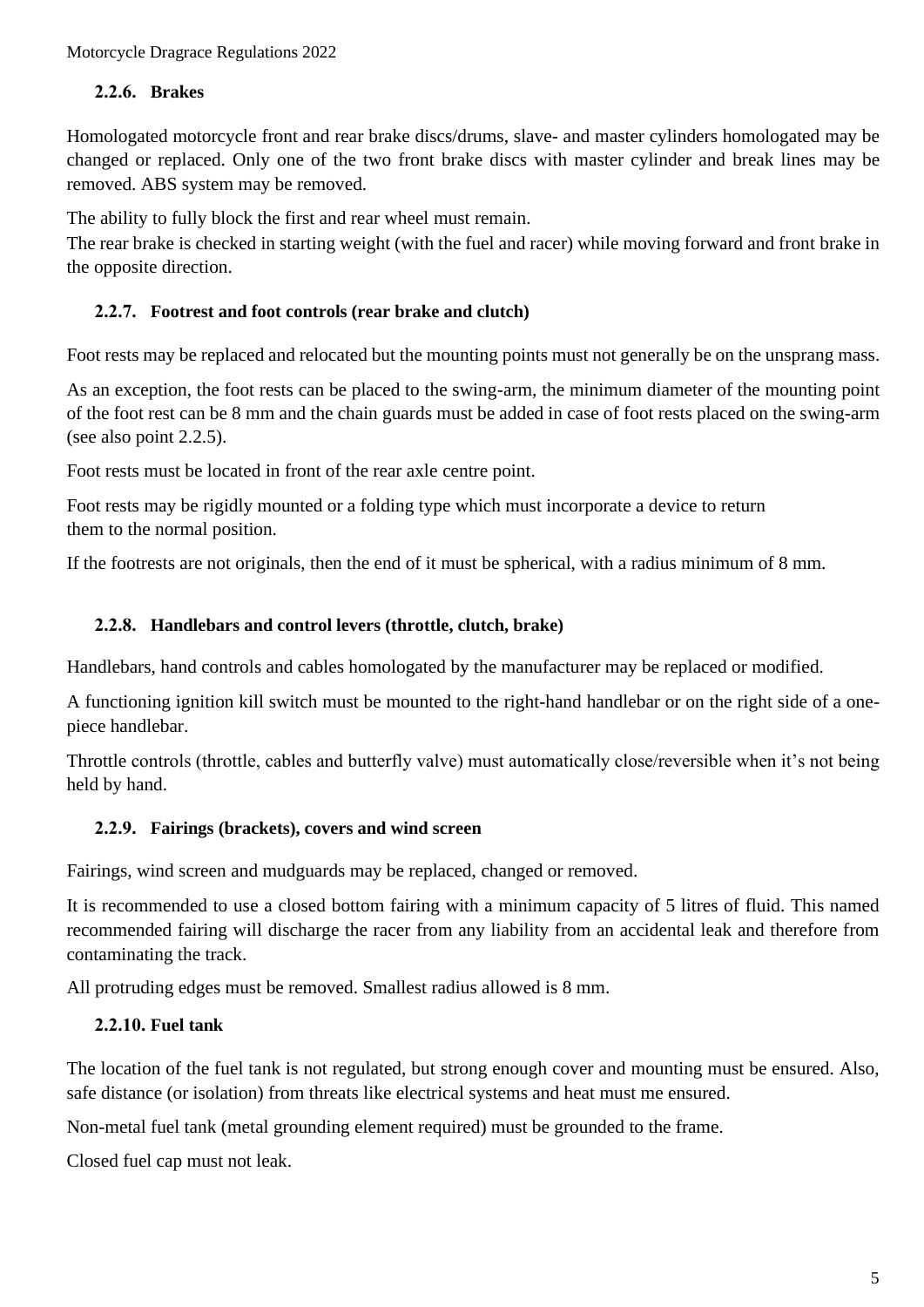#### 2.2.6. Brakes

Homologated motorcycle front and rear brake discs/drums, slave- and master cylinders homologated may be changed or replaced. Only one of the two front brake discs with master cylinder and break lines may be removed. ABS system may be removed.

The ability to fully block the first and rear wheel must remain.
The rear brake is checked in starting weight (with the fuel and racer) while moving forward and front brake in the opposite direction.

#### 2.2.7. Footrest and foot controls (rear brake and clutch)

Foot rests may be replaced and relocated but the mounting points must not generally be on the unsprang mass.

As an exception, the foot rests can be placed to the swing-arm, the minimum diameter of the mounting point of the foot rest can be 8 mm and the chain guards must be added in case of foot rests placed on the swing-arm (see also point 2.2.5).

Foot rests must be located in front of the rear axle centre point.

Foot rests may be rigidly mounted or a folding type which must incorporate a device to return them to the normal position.

If the footrests are not originals, then the end of it must be spherical, with a radius minimum of 8 mm.

#### 2.2.8. Handlebars and control levers (throttle, clutch, brake)

Handlebars, hand controls and cables homologated by the manufacturer may be replaced or modified.

A functioning ignition kill switch must be mounted to the right-hand handlebar or on the right side of a one-piece handlebar.

Throttle controls (throttle, cables and butterfly valve) must automatically close/reversible when it's not being held by hand.

#### 2.2.9. Fairings (brackets), covers and wind screen

Fairings, wind screen and mudguards may be replaced, changed or removed.

It is recommended to use a closed bottom fairing with a minimum capacity of 5 litres of fluid. This named recommended fairing will discharge the racer from any liability from an accidental leak and therefore from contaminating the track.

All protruding edges must be removed. Smallest radius allowed is 8 mm.

#### 2.2.10. Fuel tank

The location of the fuel tank is not regulated, but strong enough cover and mounting must be ensured. Also, safe distance (or isolation) from threats like electrical systems and heat must me ensured.

Non-metal fuel tank (metal grounding element required) must be grounded to the frame.

Closed fuel cap must not leak.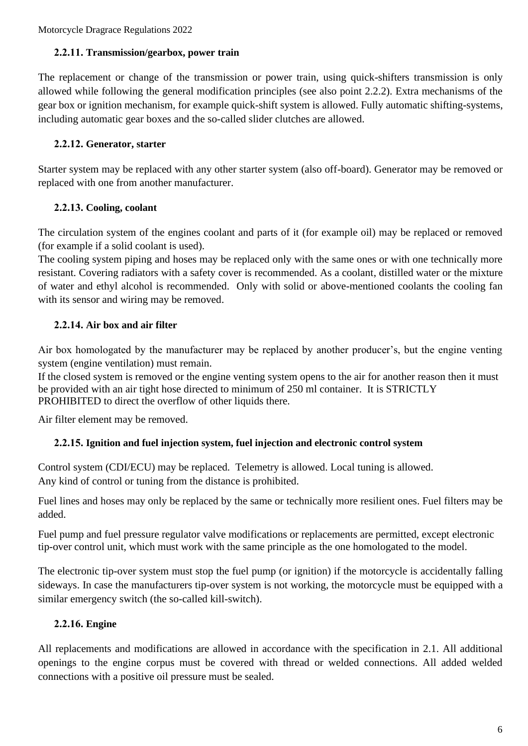### 2.2.11. Transmission/gearbox, power train

The replacement or change of the transmission or power train, using quick-shifters transmission is only allowed while following the general modification principles (see also point 2.2.2). Extra mechanisms of the gear box or ignition mechanism, for example quick-shift system is allowed. Fully automatic shifting-systems, including automatic gear boxes and the so-called slider clutches are allowed.

### 2.2.12. Generator, starter

Starter system may be replaced with any other starter system (also off-board). Generator may be removed or replaced with one from another manufacturer.

### 2.2.13. Cooling, coolant

The circulation system of the engines coolant and parts of it (for example oil) may be replaced or removed (for example if a solid coolant is used).

The cooling system piping and hoses may be replaced only with the same ones or with one technically more resistant. Covering radiators with a safety cover is recommended. As a coolant, distilled water or the mixture of water and ethyl alcohol is recommended. Only with solid or above-mentioned coolants the cooling fan with its sensor and wiring may be removed.

### 2.2.14. Air box and air filter

Air box homologated by the manufacturer may be replaced by another producer's, but the engine venting system (engine ventilation) must remain.

If the closed system is removed or the engine venting system opens to the air for another reason then it must be provided with an air tight hose directed to minimum of 250 ml container. It is STRICTLY PROHIBITED to direct the overflow of other liquids there.

Air filter element may be removed.

### 2.2.15. Ignition and fuel injection system, fuel injection and electronic control system

Control system (CDI/ECU) may be replaced. Telemetry is allowed. Local tuning is allowed.
Any kind of control or tuning from the distance is prohibited.

Fuel lines and hoses may only be replaced by the same or technically more resilient ones. Fuel filters may be added.

Fuel pump and fuel pressure regulator valve modifications or replacements are permitted, except electronic tip-over control unit, which must work with the same principle as the one homologated to the model.

The electronic tip-over system must stop the fuel pump (or ignition) if the motorcycle is accidentally falling sideways. In case the manufacturers tip-over system is not working, the motorcycle must be equipped with a similar emergency switch (the so-called kill-switch).

### 2.2.16. Engine

All replacements and modifications are allowed in accordance with the specification in 2.1. All additional openings to the engine corpus must be covered with thread or welded connections. All added welded connections with a positive oil pressure must be sealed.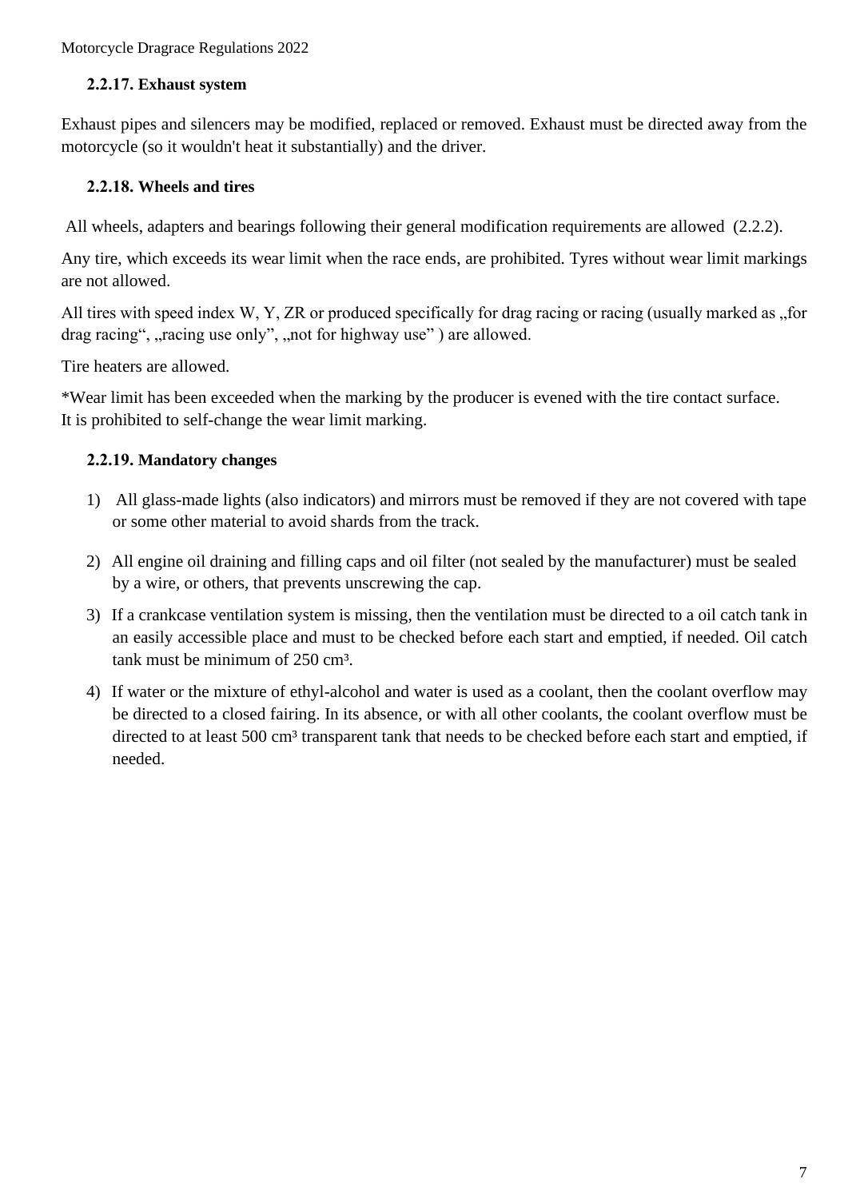### 2.2.17. Exhaust system

Exhaust pipes and silencers may be modified, replaced or removed. Exhaust must be directed away from the motorcycle (so it wouldn't heat it substantially) and the driver.

### 2.2.18. Wheels and tires

All wheels, adapters and bearings following their general modification requirements are allowed (2.2.2).

Any tire, which exceeds its wear limit when the race ends, are prohibited. Tyres without wear limit markings are not allowed.

All tires with speed index W, Y, ZR or produced specifically for drag racing or racing (usually marked as „for drag racing“, „racing use only”, „not for highway use” ) are allowed.

Tire heaters are allowed.

*Wear limit has been exceeded when the marking by the producer is evened with the tire contact surface. It is prohibited to self-change the wear limit marking.

### 2.2.19. Mandatory changes

1) All glass-made lights (also indicators) and mirrors must be removed if they are not covered with tape or some other material to avoid shards from the track.
2) All engine oil draining and filling caps and oil filter (not sealed by the manufacturer) must be sealed by a wire, or others, that prevents unscrewing the cap.
3) If a crankcase ventilation system is missing, then the ventilation must be directed to a oil catch tank in an easily accessible place and must to be checked before each start and emptied, if needed. Oil catch tank must be minimum of 250 $cm^3$.
4) If water or the mixture of ethyl-alcohol and water is used as a coolant, then the coolant overflow may be directed to a closed fairing. In its absence, or with all other coolants, the coolant overflow must be directed to at least 500 $cm^3$ transparent tank that needs to be checked before each start and emptied, if needed.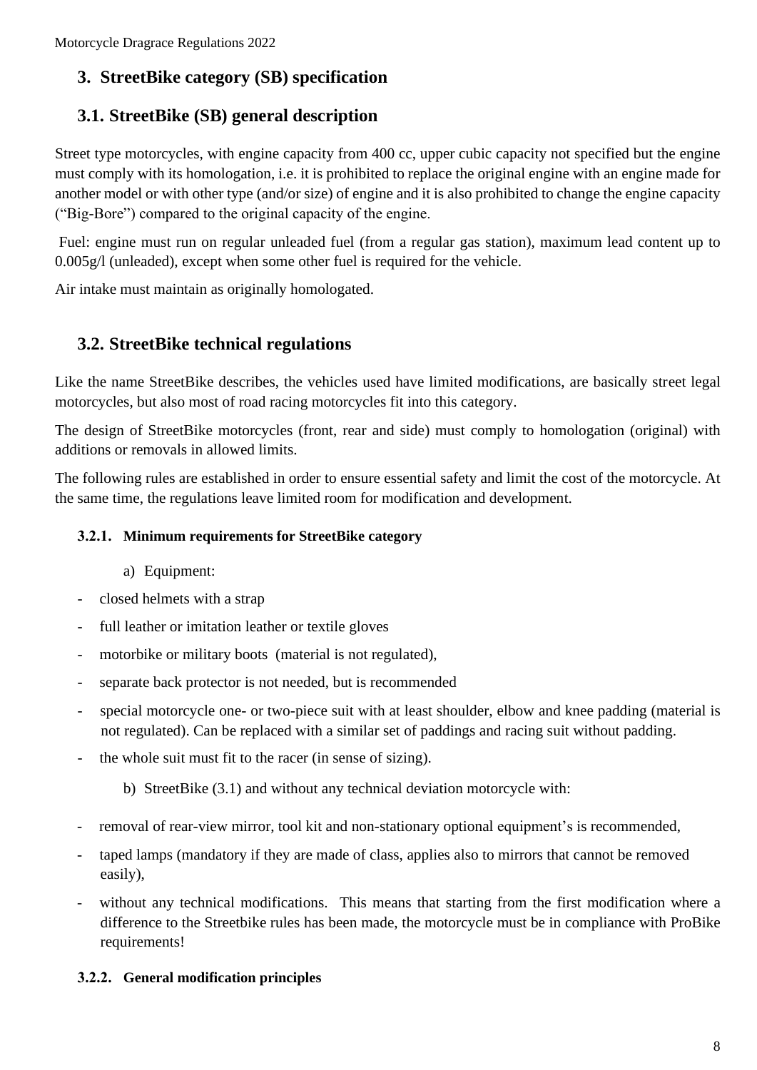## 3. StreetBike category (SB) specification

## 3.1. StreetBike (SB) general description

Street type motorcycles, with engine capacity from 400 cc, upper cubic capacity not specified but the engine must comply with its homologation, i.e. it is prohibited to replace the original engine with an engine made for another model or with other type (and/or size) of engine and it is also prohibited to change the engine capacity ("Big-Bore") compared to the original capacity of the engine.

Fuel: engine must run on regular unleaded fuel (from a regular gas station), maximum lead content up to 0.005g/l (unleaded), except when some other fuel is required for the vehicle.

Air intake must maintain as originally homologated.

## 3.2. StreetBike technical regulations

Like the name StreetBike describes, the vehicles used have limited modifications, are basically street legal motorcycles, but also most of road racing motorcycles fit into this category.

The design of StreetBike motorcycles (front, rear and side) must comply to homologation (original) with additions or removals in allowed limits.

The following rules are established in order to ensure essential safety and limit the cost of the motorcycle. At the same time, the regulations leave limited room for modification and development.

### 3.2.1. Minimum requirements for StreetBike category

a) Equipment:

- closed helmets with a strap
- full leather or imitation leather or textile gloves
- motorbike or military boots (material is not regulated),
- separate back protector is not needed, but is recommended
- special motorcycle one- or two-piece suit with at least shoulder, elbow and knee padding (material is not regulated). Can be replaced with a similar set of paddings and racing suit without padding.
- the whole suit must fit to the racer (in sense of sizing).

b) StreetBike (3.1) and without any technical deviation motorcycle with:

- removal of rear-view mirror, tool kit and non-stationary optional equipment's is recommended,
- taped lamps (mandatory if they are made of class, applies also to mirrors that cannot be removed easily),
- without any technical modifications. This means that starting from the first modification where a difference to the Streetbike rules has been made, the motorcycle must be in compliance with ProBike requirements!

### 3.2.2. General modification principles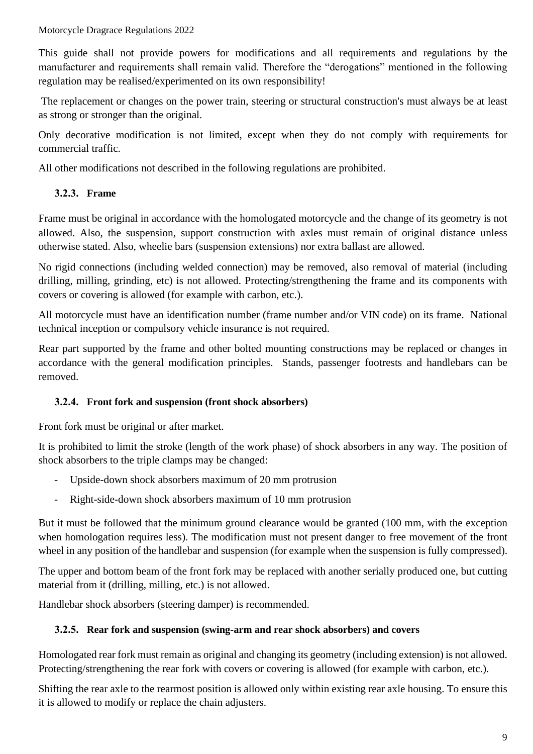This guide shall not provide powers for modifications and all requirements and regulations by the manufacturer and requirements shall remain valid. Therefore the "derogations" mentioned in the following regulation may be realised/experimented on its own responsibility!

The replacement or changes on the power train, steering or structural construction's must always be at least as strong or stronger than the original.

Only decorative modification is not limited, except when they do not comply with requirements for commercial traffic.

All other modifications not described in the following regulations are prohibited.

### 3.2.3. Frame

Frame must be original in accordance with the homologated motorcycle and the change of its geometry is not allowed. Also, the suspension, support construction with axles must remain of original distance unless otherwise stated. Also, wheelie bars (suspension extensions) nor extra ballast are allowed.

No rigid connections (including welded connection) may be removed, also removal of material (including drilling, milling, grinding, etc) is not allowed. Protecting/strengthening the frame and its components with covers or covering is allowed (for example with carbon, etc.).

All motorcycle must have an identification number (frame number and/or VIN code) on its frame. National technical inception or compulsory vehicle insurance is not required.

Rear part supported by the frame and other bolted mounting constructions may be replaced or changes in accordance with the general modification principles. Stands, passenger footrests and handlebars can be removed.

### 3.2.4. Front fork and suspension (front shock absorbers)

Front fork must be original or after market.

It is prohibited to limit the stroke (length of the work phase) of shock absorbers in any way. The position of shock absorbers to the triple clamps may be changed:

- Upside-down shock absorbers maximum of 20 mm protrusion
- Right-side-down shock absorbers maximum of 10 mm protrusion

But it must be followed that the minimum ground clearance would be granted (100 mm, with the exception when homologation requires less). The modification must not present danger to free movement of the front wheel in any position of the handlebar and suspension (for example when the suspension is fully compressed).

The upper and bottom beam of the front fork may be replaced with another serially produced one, but cutting material from it (drilling, milling, etc.) is not allowed.

Handlebar shock absorbers (steering damper) is recommended.

### 3.2.5. Rear fork and suspension (swing-arm and rear shock absorbers) and covers

Homologated rear fork must remain as original and changing its geometry (including extension) is not allowed. Protecting/strengthening the rear fork with covers or covering is allowed (for example with carbon, etc.).

Shifting the rear axle to the rearmost position is allowed only within existing rear axle housing. To ensure this it is allowed to modify or replace the chain adjusters.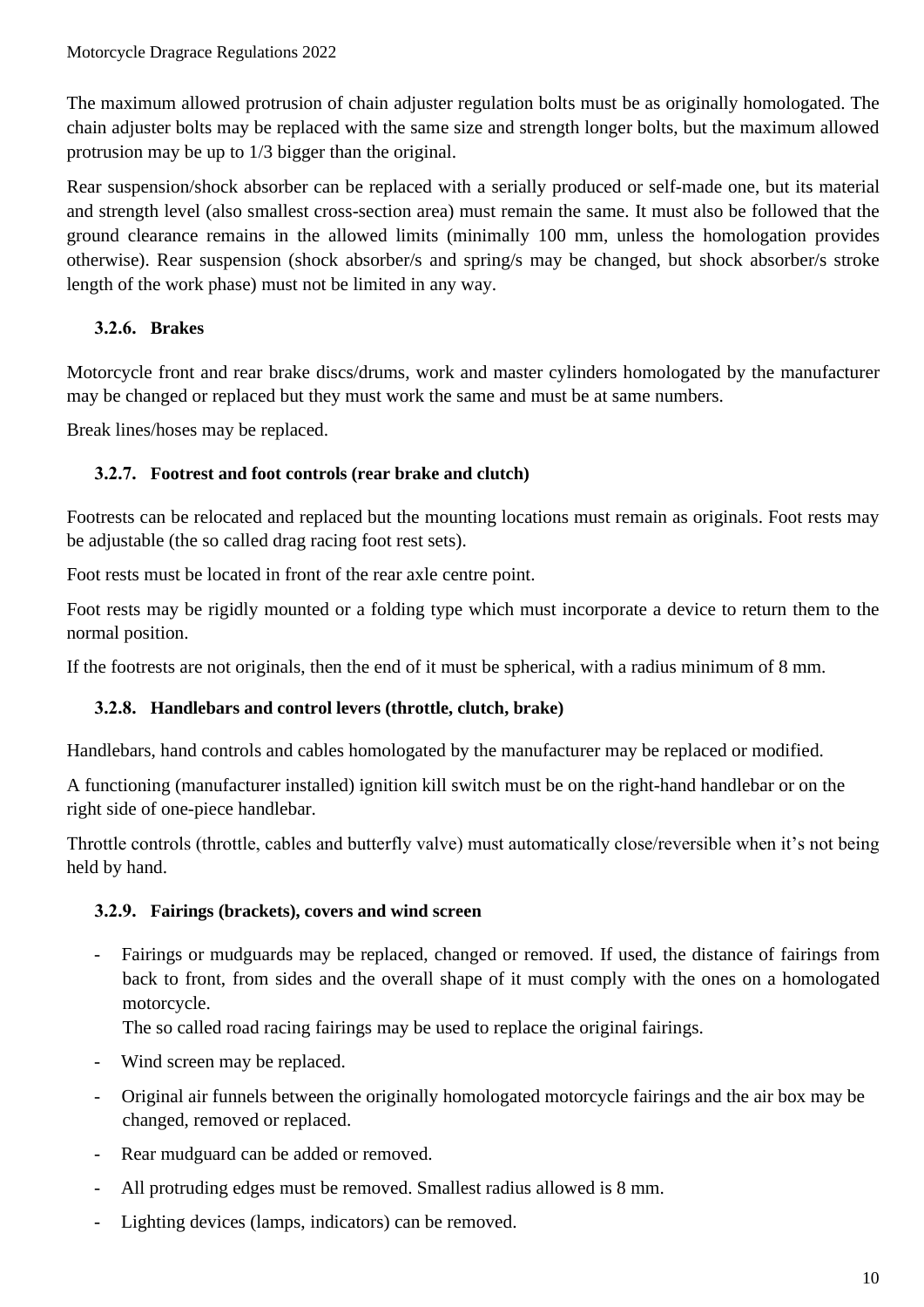The maximum allowed protrusion of chain adjuster regulation bolts must be as originally homologated. The chain adjuster bolts may be replaced with the same size and strength longer bolts, but the maximum allowed protrusion may be up to 1/3 bigger than the original.

Rear suspension/shock absorber can be replaced with a serially produced or self-made one, but its material and strength level (also smallest cross-section area) must remain the same. It must also be followed that the ground clearance remains in the allowed limits (minimally 100 mm, unless the homologation provides otherwise). Rear suspension (shock absorber/s and spring/s may be changed, but shock absorber/s stroke length of the work phase) must not be limited in any way.

### 3.2.6. Brakes

Motorcycle front and rear brake discs/drums, work and master cylinders homologated by the manufacturer may be changed or replaced but they must work the same and must be at same numbers.

Break lines/hoses may be replaced.

### 3.2.7. Footrest and foot controls (rear brake and clutch)

Footrests can be relocated and replaced but the mounting locations must remain as originals. Foot rests may be adjustable (the so called drag racing foot rest sets).

Foot rests must be located in front of the rear axle centre point.

Foot rests may be rigidly mounted or a folding type which must incorporate a device to return them to the normal position.

If the footrests are not originals, then the end of it must be spherical, with a radius minimum of 8 mm.

### 3.2.8. Handlebars and control levers (throttle, clutch, brake)

Handlebars, hand controls and cables homologated by the manufacturer may be replaced or modified.

A functioning (manufacturer installed) ignition kill switch must be on the right-hand handlebar or on the right side of one-piece handlebar.

Throttle controls (throttle, cables and butterfly valve) must automatically close/reversible when it's not being held by hand.

### 3.2.9. Fairings (brackets), covers and wind screen

- Fairings or mudguards may be replaced, changed or removed. If used, the distance of fairings from back to front, from sides and the overall shape of it must comply with the ones on a homologated motorcycle.
  The so called road racing fairings may be used to replace the original fairings.
- Wind screen may be replaced.
- Original air funnels between the originally homologated motorcycle fairings and the air box may be changed, removed or replaced.
- Rear mudguard can be added or removed.
- All protruding edges must be removed. Smallest radius allowed is 8 mm.
- Lighting devices (lamps, indicators) can be removed.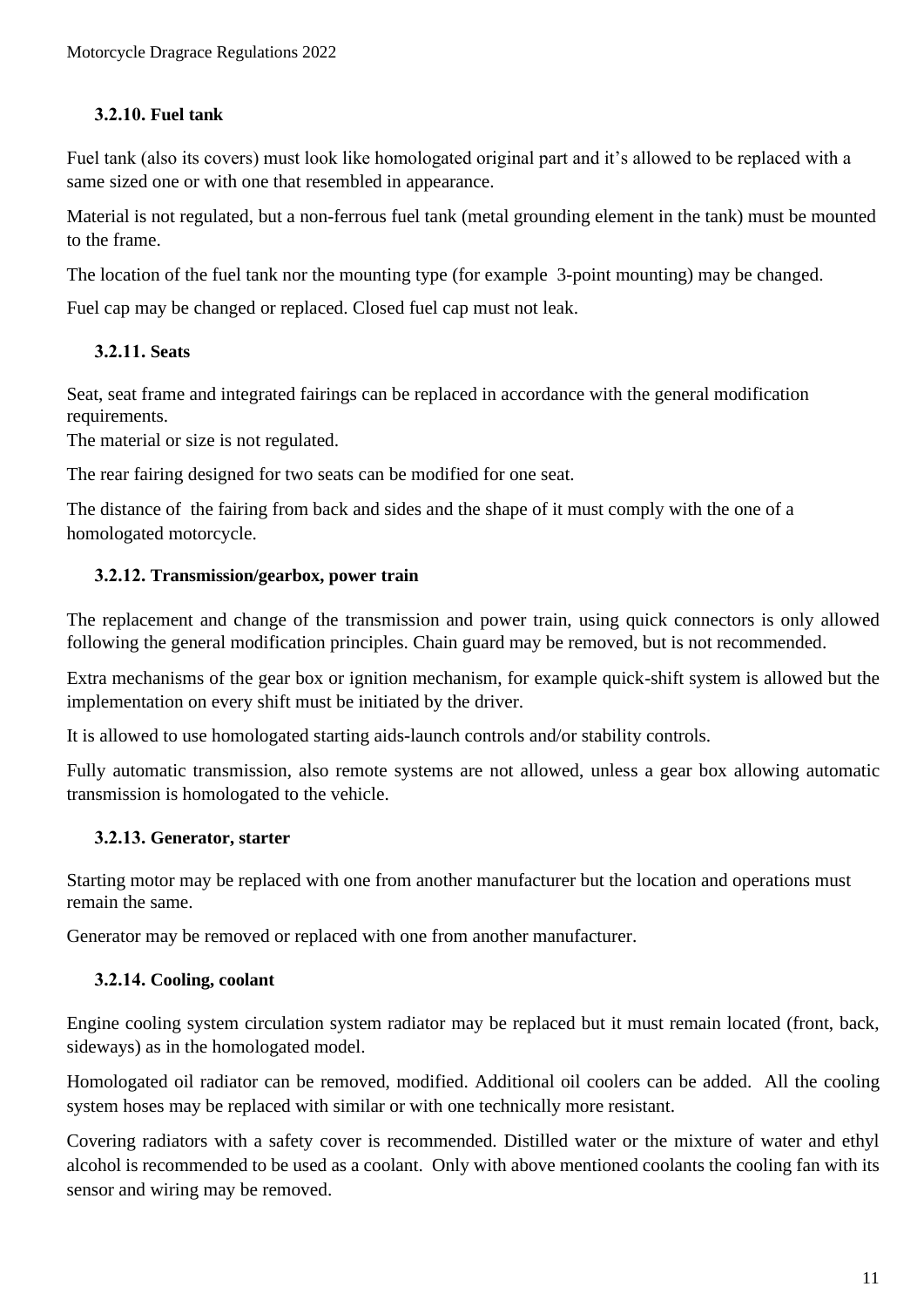### 3.2.10. Fuel tank

Fuel tank (also its covers) must look like homologated original part and it's allowed to be replaced with a same sized one or with one that resembled in appearance.

Material is not regulated, but a non-ferrous fuel tank (metal grounding element in the tank) must be mounted to the frame.

The location of the fuel tank nor the mounting type (for example 3-point mounting) may be changed.

Fuel cap may be changed or replaced. Closed fuel cap must not leak.

### 3.2.11. Seats

Seat, seat frame and integrated fairings can be replaced in accordance with the general modification requirements.
The material or size is not regulated.

The rear fairing designed for two seats can be modified for one seat.

The distance of the fairing from back and sides and the shape of it must comply with the one of a homologated motorcycle.

### 3.2.12. Transmission/gearbox, power train

The replacement and change of the transmission and power train, using quick connectors is only allowed following the general modification principles. Chain guard may be removed, but is not recommended.

Extra mechanisms of the gear box or ignition mechanism, for example quick-shift system is allowed but the implementation on every shift must be initiated by the driver.

It is allowed to use homologated starting aids-launch controls and/or stability controls.

Fully automatic transmission, also remote systems are not allowed, unless a gear box allowing automatic transmission is homologated to the vehicle.

### 3.2.13. Generator, starter

Starting motor may be replaced with one from another manufacturer but the location and operations must remain the same.

Generator may be removed or replaced with one from another manufacturer.

### 3.2.14. Cooling, coolant

Engine cooling system circulation system radiator may be replaced but it must remain located (front, back, sideways) as in the homologated model.

Homologated oil radiator can be removed, modified. Additional oil coolers can be added. All the cooling system hoses may be replaced with similar or with one technically more resistant.

Covering radiators with a safety cover is recommended. Distilled water or the mixture of water and ethyl alcohol is recommended to be used as a coolant. Only with above mentioned coolants the cooling fan with its sensor and wiring may be removed.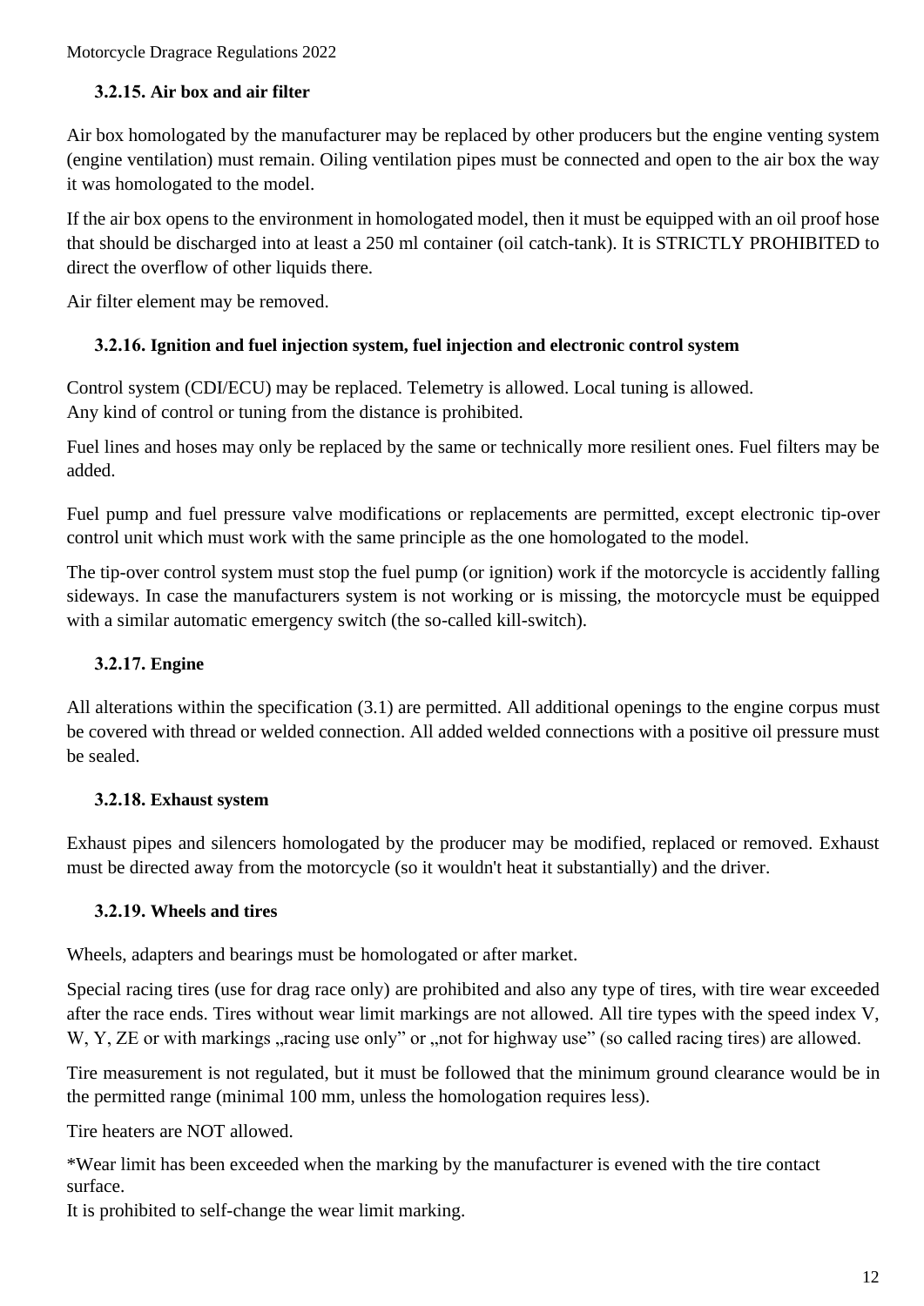### 3.2.15. Air box and air filter

Air box homologated by the manufacturer may be replaced by other producers but the engine venting system (engine ventilation) must remain. Oiling ventilation pipes must be connected and open to the air box the way it was homologated to the model.

If the air box opens to the environment in homologated model, then it must be equipped with an oil proof hose that should be discharged into at least a 250 ml container (oil catch-tank). It is STRICTLY PROHIBITED to direct the overflow of other liquids there.

Air filter element may be removed.

### 3.2.16. Ignition and fuel injection system, fuel injection and electronic control system

Control system (CDI/ECU) may be replaced. Telemetry is allowed. Local tuning is allowed.
Any kind of control or tuning from the distance is prohibited.

Fuel lines and hoses may only be replaced by the same or technically more resilient ones. Fuel filters may be added.

Fuel pump and fuel pressure valve modifications or replacements are permitted, except electronic tip-over control unit which must work with the same principle as the one homologated to the model.

The tip-over control system must stop the fuel pump (or ignition) work if the motorcycle is accidently falling sideways. In case the manufacturers system is not working or is missing, the motorcycle must be equipped with a similar automatic emergency switch (the so-called kill-switch).

### 3.2.17. Engine

All alterations within the specification (3.1) are permitted. All additional openings to the engine corpus must be covered with thread or welded connection. All added welded connections with a positive oil pressure must be sealed.

### 3.2.18. Exhaust system

Exhaust pipes and silencers homologated by the producer may be modified, replaced or removed. Exhaust must be directed away from the motorcycle (so it wouldn't heat it substantially) and the driver.

### 3.2.19. Wheels and tires

Wheels, adapters and bearings must be homologated or after market.

Special racing tires (use for drag race only) are prohibited and also any type of tires, with tire wear exceeded after the race ends. Tires without wear limit markings are not allowed. All tire types with the speed index V, W, Y, ZE or with markings „racing use only" or „not for highway use" (so called racing tires) are allowed.

Tire measurement is not regulated, but it must be followed that the minimum ground clearance would be in the permitted range (minimal 100 mm, unless the homologation requires less).

Tire heaters are NOT allowed.

*Wear limit has been exceeded when the marking by the manufacturer is evened with the tire contact surface.
It is prohibited to self-change the wear limit marking.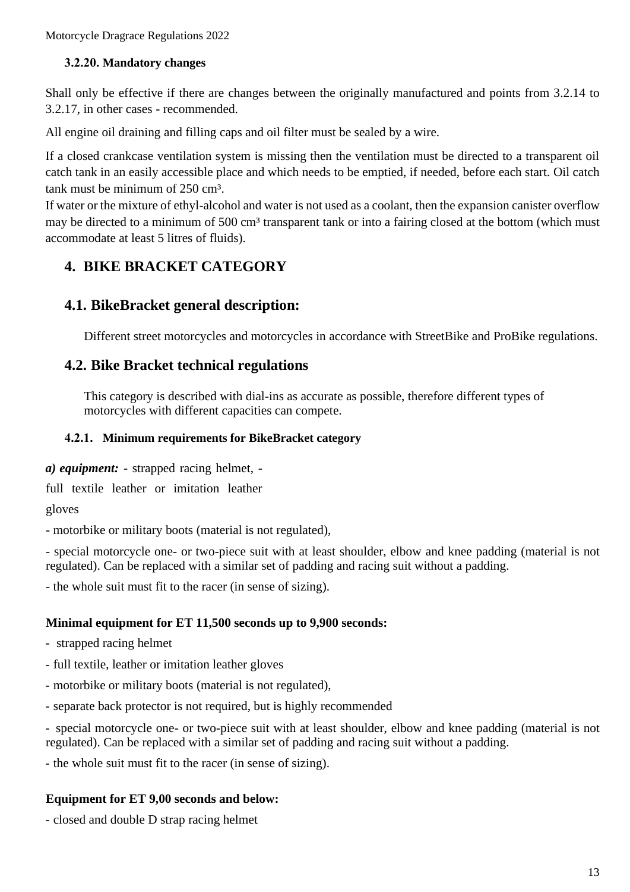#### 3.2.20. Mandatory changes

Shall only be effective if there are changes between the originally manufactured and points from 3.2.14 to 3.2.17, in other cases - recommended.

All engine oil draining and filling caps and oil filter must be sealed by a wire.

If a closed crankcase ventilation system is missing then the ventilation must be directed to a transparent oil catch tank in an easily accessible place and which needs to be emptied, if needed, before each start. Oil catch tank must be minimum of 250 cm³.
If water or the mixture of ethyl-alcohol and water is not used as a coolant, then the expansion canister overflow may be directed to a minimum of 500 cm³ transparent tank or into a fairing closed at the bottom (which must accommodate at least 5 litres of fluids).

## 4. BIKE BRACKET CATEGORY

### 4.1. BikeBracket general description:

Different street motorcycles and motorcycles in accordance with StreetBike and ProBike regulations.

### 4.2. Bike Bracket technical regulations

This category is described with dial-ins as accurate as possible, therefore different types of motorcycles with different capacities can compete.

#### 4.2.1. Minimum requirements for BikeBracket category

***a) equipment:*** - strapped racing helmet, -

full textile leather or imitation leather

gloves

- motorbike or military boots (material is not regulated),

- special motorcycle one- or two-piece suit with at least shoulder, elbow and knee padding (material is not regulated). Can be replaced with a similar set of padding and racing suit without a padding.

- the whole suit must fit to the racer (in sense of sizing).

**Minimal equipment for ET 11,500 seconds up to 9,900 seconds:**

- strapped racing helmet
- full textile, leather or imitation leather gloves
- motorbike or military boots (material is not regulated),
- separate back protector is not required, but is highly recommended
- special motorcycle one- or two-piece suit with at least shoulder, elbow and knee padding (material is not regulated). Can be replaced with a similar set of padding and racing suit without a padding.
- the whole suit must fit to the racer (in sense of sizing).

**Equipment for ET 9,00 seconds and below:**

- closed and double D strap racing helmet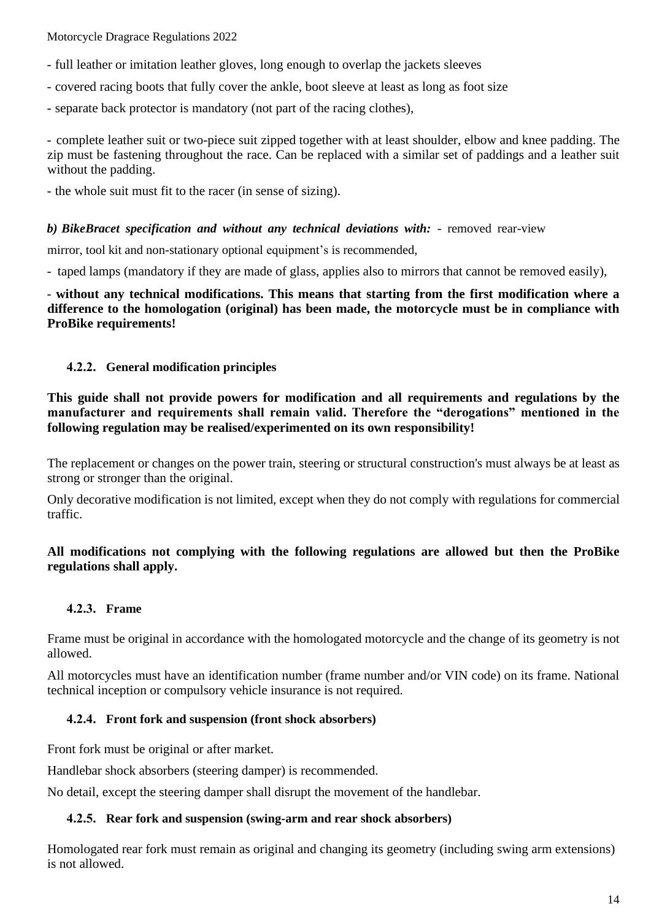- full leather or imitation leather gloves, long enough to overlap the jackets sleeves
- covered racing boots that fully cover the ankle, boot sleeve at least as long as foot size
- separate back protector is mandatory (not part of the racing clothes),

- complete leather suit or two-piece suit zipped together with at least shoulder, elbow and knee padding. The zip must be fastening throughout the race. Can be replaced with a similar set of paddings and a leather suit without the padding.
- the whole suit must fit to the racer (in sense of sizing).

***b) BikeBracet specification and without any technical deviations with:*** - removed rear-view mirror, tool kit and non-stationary optional equipment's is recommended,

- taped lamps (mandatory if they are made of glass, applies also to mirrors that cannot be removed easily),

- **without any technical modifications. This means that starting from the first modification where a difference to the homologation (original) has been made, the motorcycle must be in compliance with ProBike requirements!**

### 4.2.2. General modification principles

**This guide shall not provide powers for modification and all requirements and regulations by the manufacturer and requirements shall remain valid. Therefore the "derogations" mentioned in the following regulation may be realised/experimented on its own responsibility!**

The replacement or changes on the power train, steering or structural construction's must always be at least as strong or stronger than the original.

Only decorative modification is not limited, except when they do not comply with regulations for commercial traffic.

**All modifications not complying with the following regulations are allowed but then the ProBike regulations shall apply.**

### 4.2.3. Frame

Frame must be original in accordance with the homologated motorcycle and the change of its geometry is not allowed.

All motorcycles must have an identification number (frame number and/or VIN code) on its frame. National technical inception or compulsory vehicle insurance is not required.

### 4.2.4. Front fork and suspension (front shock absorbers)

Front fork must be original or after market.

Handlebar shock absorbers (steering damper) is recommended.

No detail, except the steering damper shall disrupt the movement of the handlebar.

### 4.2.5. Rear fork and suspension (swing-arm and rear shock absorbers)

Homologated rear fork must remain as original and changing its geometry (including swing arm extensions) is not allowed.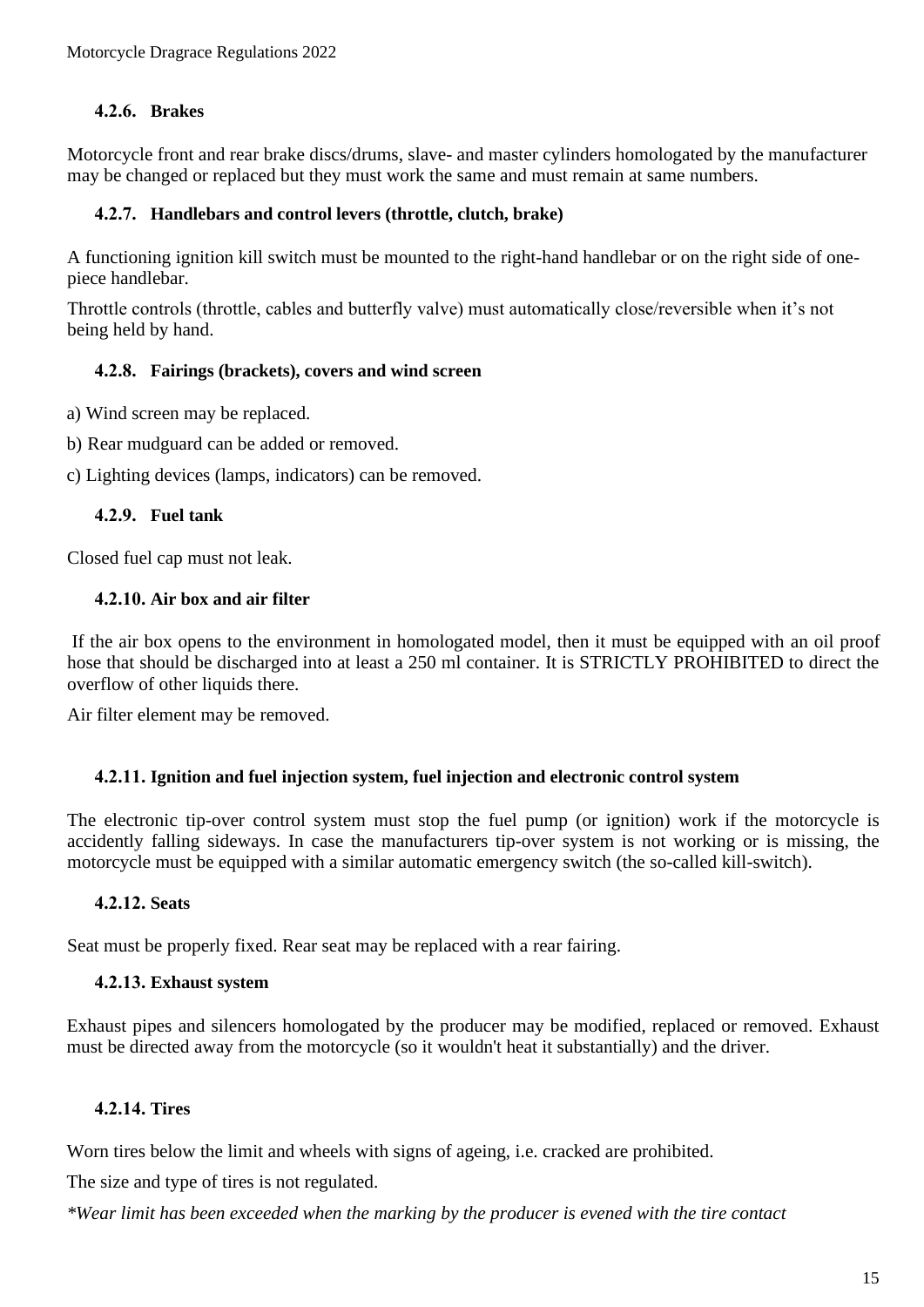#### 4.2.6. Brakes

Motorcycle front and rear brake discs/drums, slave- and master cylinders homologated by the manufacturer may be changed or replaced but they must work the same and must remain at same numbers.

#### 4.2.7. Handlebars and control levers (throttle, clutch, brake)

A functioning ignition kill switch must be mounted to the right-hand handlebar or on the right side of one-piece handlebar.

Throttle controls (throttle, cables and butterfly valve) must automatically close/reversible when it's not being held by hand.

#### 4.2.8. Fairings (brackets), covers and wind screen

a) Wind screen may be replaced.

b) Rear mudguard can be added or removed.

c) Lighting devices (lamps, indicators) can be removed.

#### 4.2.9. Fuel tank

Closed fuel cap must not leak.

#### 4.2.10. Air box and air filter

If the air box opens to the environment in homologated model, then it must be equipped with an oil proof hose that should be discharged into at least a 250 ml container. It is STRICTLY PROHIBITED to direct the overflow of other liquids there.

Air filter element may be removed.

#### 4.2.11. Ignition and fuel injection system, fuel injection and electronic control system

The electronic tip-over control system must stop the fuel pump (or ignition) work if the motorcycle is accidently falling sideways. In case the manufacturers tip-over system is not working or is missing, the motorcycle must be equipped with a similar automatic emergency switch (the so-called kill-switch).

#### 4.2.12. Seats

Seat must be properly fixed. Rear seat may be replaced with a rear fairing.

#### 4.2.13. Exhaust system

Exhaust pipes and silencers homologated by the producer may be modified, replaced or removed. Exhaust must be directed away from the motorcycle (so it wouldn't heat it substantially) and the driver.

#### 4.2.14. Tires

Worn tires below the limit and wheels with signs of ageing, i.e. cracked are prohibited.

The size and type of tires is not regulated.

*\*Wear limit has been exceeded when the marking by the producer is evened with the tire contact*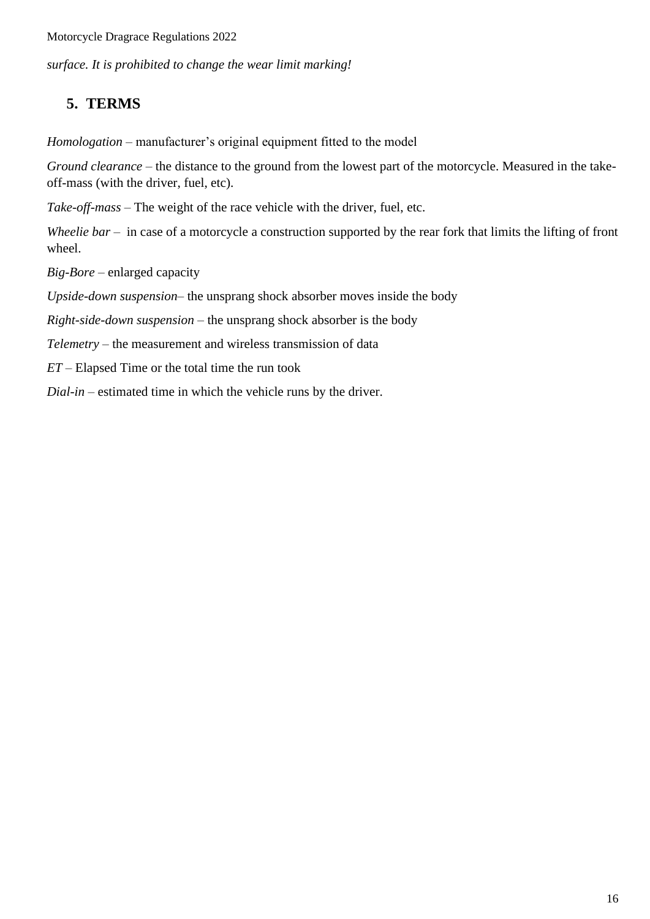*surface. It is prohibited to change the wear limit marking!*

## 5. TERMS

*Homologation* – manufacturer's original equipment fitted to the model

*Ground clearance* – the distance to the ground from the lowest part of the motorcycle. Measured in the take-off-mass (with the driver, fuel, etc).

*Take-off-mass* – The weight of the race vehicle with the driver, fuel, etc.

*Wheelie bar* – in case of a motorcycle a construction supported by the rear fork that limits the lifting of front wheel.

*Big-Bore* – enlarged capacity

*Upside-down suspension*– the unsprang shock absorber moves inside the body

*Right-side-down suspension* – the unsprang shock absorber is the body

*Telemetry* – the measurement and wireless transmission of data

*ET* – Elapsed Time or the total time the run took

*Dial-in* – estimated time in which the vehicle runs by the driver.